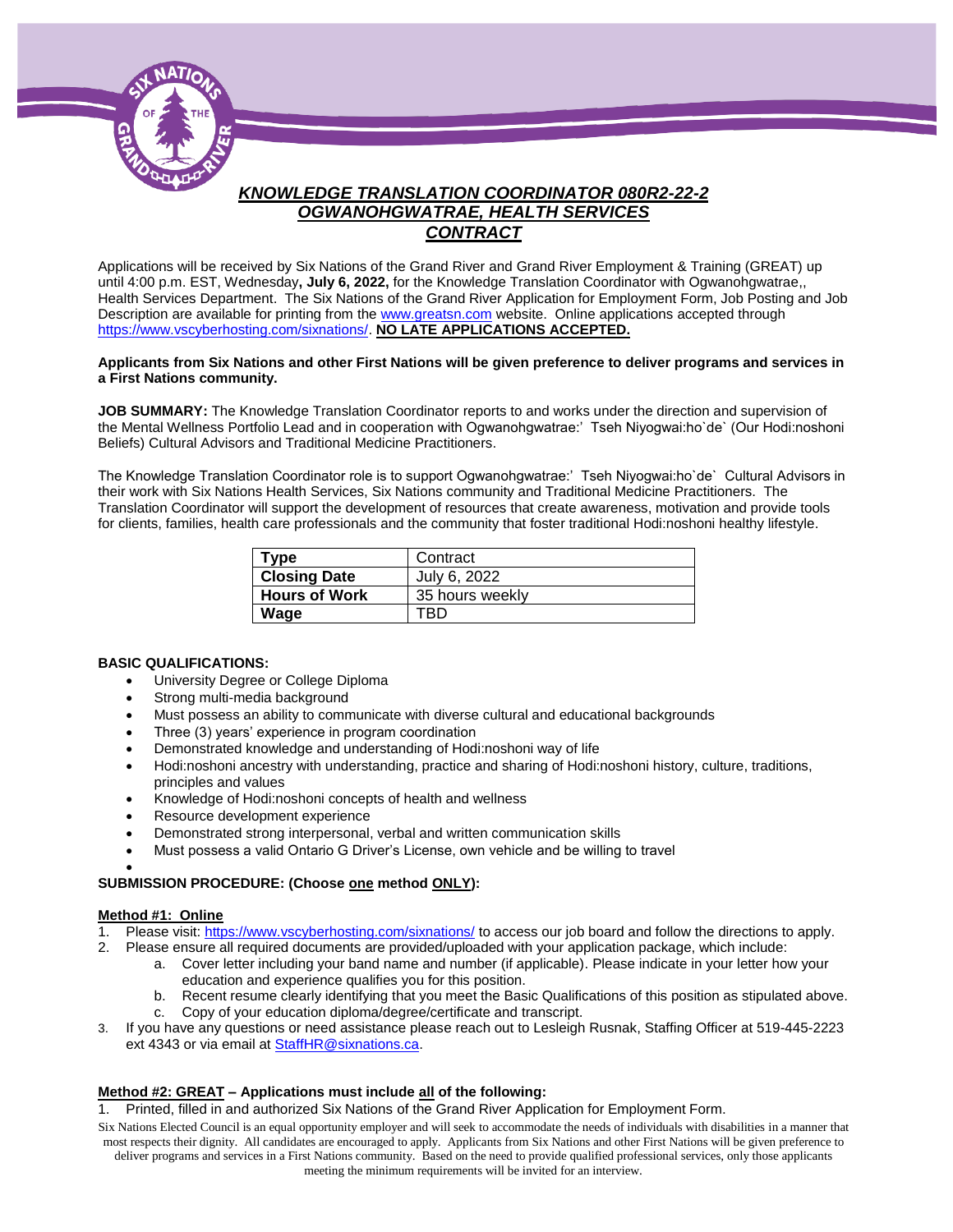# *KNOWLEDGE TRANSLATION COORDINATOR 080R2-22-2*
## *OGWANOHGWATRAE, HEALTH SERVICES*
## *CONTRACT*

Applications will be received by Six Nations of the Grand River and Grand River Employment & Training (GREAT) up until 4:00 p.m. EST, Wednesday**, July 6, 2022,** for the Knowledge Translation Coordinator with Ogwanohgwatrae,, Health Services Department. The Six Nations of the Grand River Application for Employment Form, Job Posting and Job Description are available for printing from the www.greatsn.com website. Online applications accepted through https://www.vscyberhosting.com/sixnations/. **NO LATE APPLICATIONS ACCEPTED.**

**Applicants from Six Nations and other First Nations will be given preference to deliver programs and services in a First Nations community.**

**JOB SUMMARY:** The Knowledge Translation Coordinator reports to and works under the direction and supervision of the Mental Wellness Portfolio Lead and in cooperation with Ogwanohgwatrae:' Tseh Niyogwai:ho`de` (Our Hodi:noshoni Beliefs) Cultural Advisors and Traditional Medicine Practitioners.

The Knowledge Translation Coordinator role is to support Ogwanohgwatrae:' Tseh Niyogwai:ho`de` Cultural Advisors in their work with Six Nations Health Services, Six Nations community and Traditional Medicine Practitioners. The Translation Coordinator will support the development of resources that create awareness, motivation and provide tools for clients, families, health care professionals and the community that foster traditional Hodi:noshoni healthy lifestyle.

| **Type** | Contract |
|---|---|
| **Closing Date** | July 6, 2022 |
| **Hours of Work** | 35 hours weekly |
| **Wage** | TBD |

**BASIC QUALIFICATIONS:**

- University Degree or College Diploma
- Strong multi-media background
- Must possess an ability to communicate with diverse cultural and educational backgrounds
- Three (3) years' experience in program coordination
- Demonstrated knowledge and understanding of Hodi:noshoni way of life
- Hodi:noshoni ancestry with understanding, practice and sharing of Hodi:noshoni history, culture, traditions, principles and values
- Knowledge of Hodi:noshoni concepts of health and wellness
- Resource development experience
- Demonstrated strong interpersonal, verbal and written communication skills
- Must possess a valid Ontario G Driver's License, own vehicle and be willing to travel

**SUBMISSION PROCEDURE: (Choose one method ONLY):**

**Method #1: Online**

1. Please visit: https://www.vscyberhosting.com/sixnations/ to access our job board and follow the directions to apply.
2. Please ensure all required documents are provided/uploaded with your application package, which include:
   a. Cover letter including your band name and number (if applicable). Please indicate in your letter how your education and experience qualifies you for this position.
   b. Recent resume clearly identifying that you meet the Basic Qualifications of this position as stipulated above.
   c. Copy of your education diploma/degree/certificate and transcript.
3. If you have any questions or need assistance please reach out to Lesleigh Rusnak, Staffing Officer at 519-445-2223 ext 4343 or via email at StaffHR@sixnations.ca.

**Method #2: GREAT – Applications must include all of the following:**

1. Printed, filled in and authorized Six Nations of the Grand River Application for Employment Form.

Six Nations Elected Council is an equal opportunity employer and will seek to accommodate the needs of individuals with disabilities in a manner that most respects their dignity. All candidates are encouraged to apply. Applicants from Six Nations and other First Nations will be given preference to deliver programs and services in a First Nations community. Based on the need to provide qualified professional services, only those applicants meeting the minimum requirements will be invited for an interview.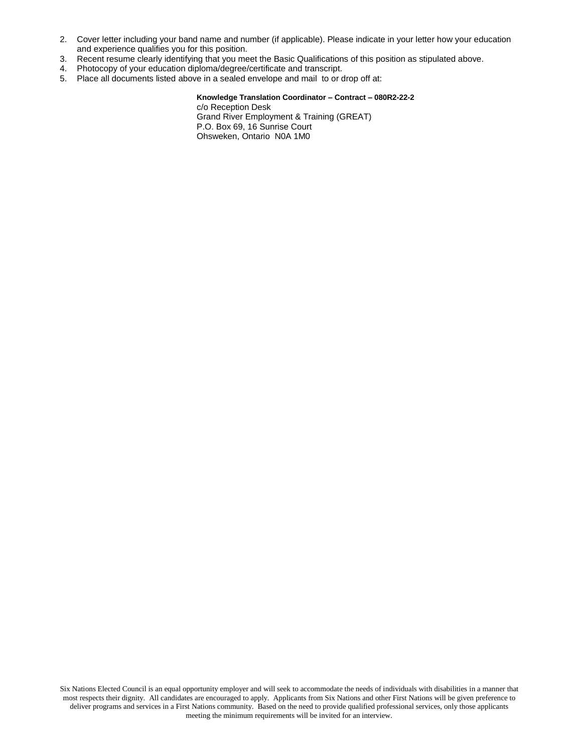2. Cover letter including your band name and number (if applicable). Please indicate in your letter how your education and experience qualifies you for this position.
3. Recent resume clearly identifying that you meet the Basic Qualifications of this position as stipulated above.
4. Photocopy of your education diploma/degree/certificate and transcript.
5. Place all documents listed above in a sealed envelope and mail to or drop off at:

**Knowledge Translation Coordinator – Contract – 080R2-22-2**
c/o Reception Desk
Grand River Employment & Training (GREAT)
P.O. Box 69, 16 Sunrise Court
Ohsweken, Ontario N0A 1M0

Six Nations Elected Council is an equal opportunity employer and will seek to accommodate the needs of individuals with disabilities in a manner that most respects their dignity. All candidates are encouraged to apply. Applicants from Six Nations and other First Nations will be given preference to deliver programs and services in a First Nations community. Based on the need to provide qualified professional services, only those applicants meeting the minimum requirements will be invited for an interview.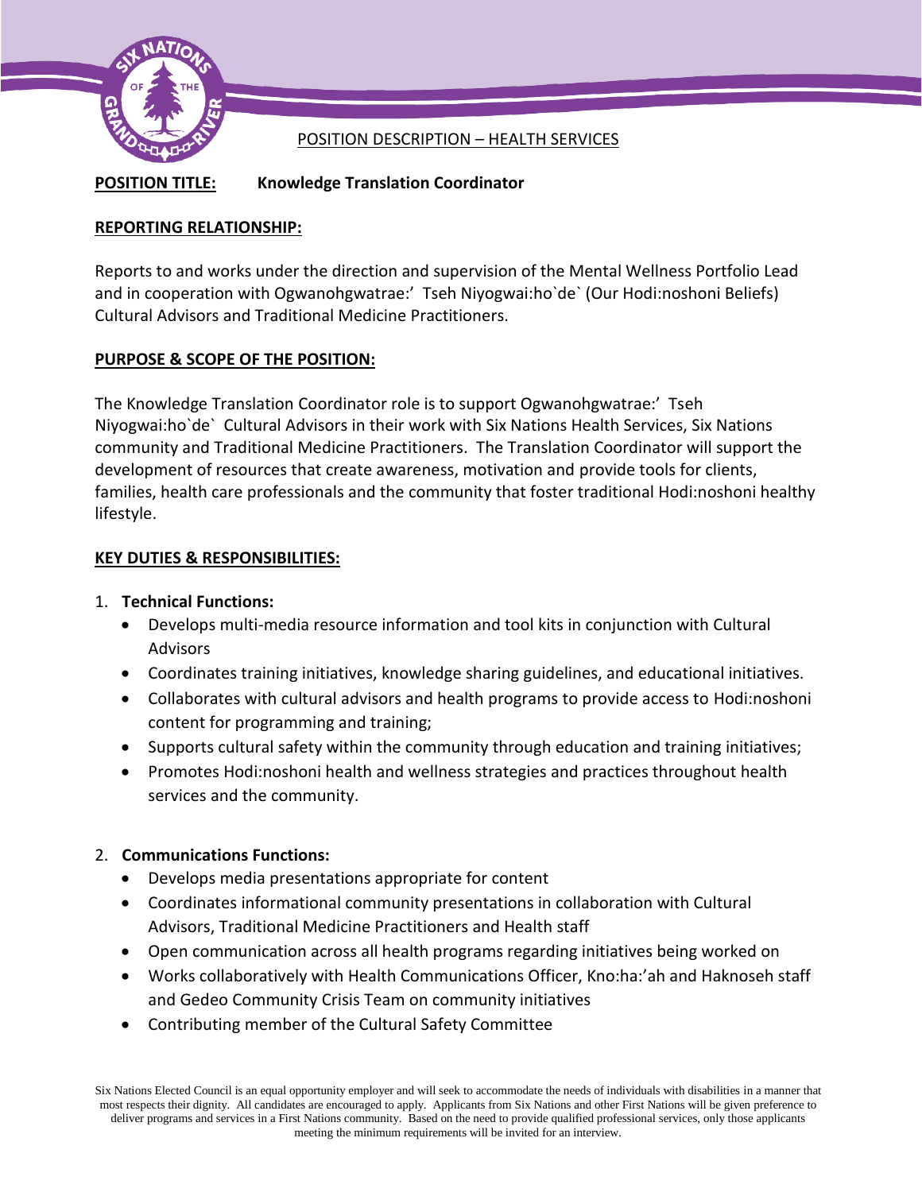POSITION DESCRIPTION – HEALTH SERVICES

**POSITION TITLE:** **Knowledge Translation Coordinator**

## REPORTING RELATIONSHIP:

Reports to and works under the direction and supervision of the Mental Wellness Portfolio Lead and in cooperation with Ogwanohgwatrae:' Tseh Niyogwai:ho`de` (Our Hodi:noshoni Beliefs) Cultural Advisors and Traditional Medicine Practitioners.

## PURPOSE & SCOPE OF THE POSITION:

The Knowledge Translation Coordinator role is to support Ogwanohgwatrae:' Tseh Niyogwai:ho`de` Cultural Advisors in their work with Six Nations Health Services, Six Nations community and Traditional Medicine Practitioners. The Translation Coordinator will support the development of resources that create awareness, motivation and provide tools for clients, families, health care professionals and the community that foster traditional Hodi:noshoni healthy lifestyle.

## KEY DUTIES & RESPONSIBILITIES:

1. **Technical Functions:**
   - Develops multi-media resource information and tool kits in conjunction with Cultural Advisors
   - Coordinates training initiatives, knowledge sharing guidelines, and educational initiatives.
   - Collaborates with cultural advisors and health programs to provide access to Hodi:noshoni content for programming and training;
   - Supports cultural safety within the community through education and training initiatives;
   - Promotes Hodi:noshoni health and wellness strategies and practices throughout health services and the community.

2. **Communications Functions:**
   - Develops media presentations appropriate for content
   - Coordinates informational community presentations in collaboration with Cultural Advisors, Traditional Medicine Practitioners and Health staff
   - Open communication across all health programs regarding initiatives being worked on
   - Works collaboratively with Health Communications Officer, Kno:ha:'ah and Haknoseh staff and Gedeo Community Crisis Team on community initiatives
   - Contributing member of the Cultural Safety Committee

Six Nations Elected Council is an equal opportunity employer and will seek to accommodate the needs of individuals with disabilities in a manner that most respects their dignity. All candidates are encouraged to apply. Applicants from Six Nations and other First Nations will be given preference to deliver programs and services in a First Nations community. Based on the need to provide qualified professional services, only those applicants meeting the minimum requirements will be invited for an interview.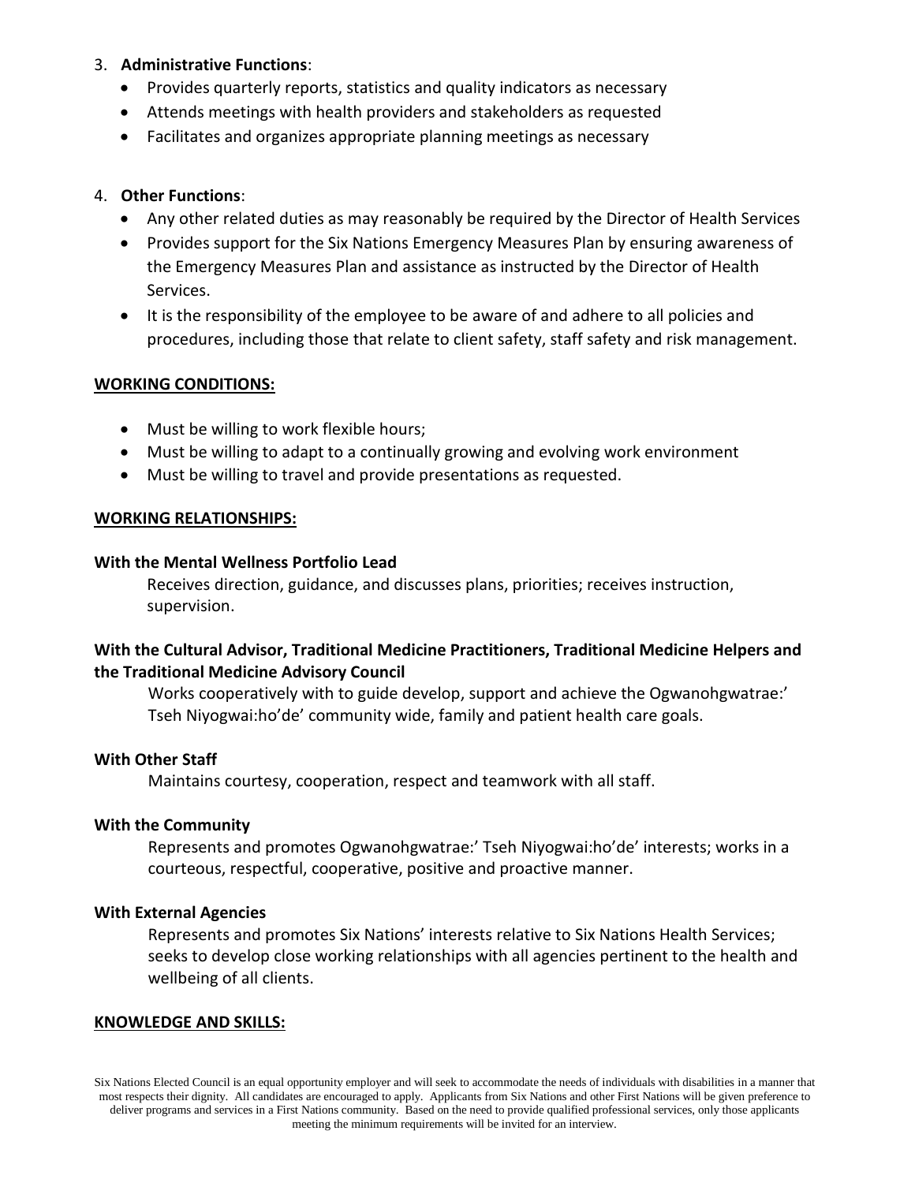3. **Administrative Functions**:
   - Provides quarterly reports, statistics and quality indicators as necessary
   - Attends meetings with health providers and stakeholders as requested
   - Facilitates and organizes appropriate planning meetings as necessary

4. **Other Functions**:
   - Any other related duties as may reasonably be required by the Director of Health Services
   - Provides support for the Six Nations Emergency Measures Plan by ensuring awareness of the Emergency Measures Plan and assistance as instructed by the Director of Health Services.
   - It is the responsibility of the employee to be aware of and adhere to all policies and procedures, including those that relate to client safety, staff safety and risk management.

## WORKING CONDITIONS:

- Must be willing to work flexible hours;
- Must be willing to adapt to a continually growing and evolving work environment
- Must be willing to travel and provide presentations as requested.

## WORKING RELATIONSHIPS:

**With the Mental Wellness Portfolio Lead**

Receives direction, guidance, and discusses plans, priorities; receives instruction, supervision.

**With the Cultural Advisor, Traditional Medicine Practitioners, Traditional Medicine Helpers and the Traditional Medicine Advisory Council**

Works cooperatively with to guide develop, support and achieve the Ogwanohgwatrae:' Tseh Niyogwai:ho'de' community wide, family and patient health care goals.

**With Other Staff**

Maintains courtesy, cooperation, respect and teamwork with all staff.

**With the Community**

Represents and promotes Ogwanohgwatrae:' Tseh Niyogwai:ho'de' interests; works in a courteous, respectful, cooperative, positive and proactive manner.

**With External Agencies**

Represents and promotes Six Nations' interests relative to Six Nations Health Services; seeks to develop close working relationships with all agencies pertinent to the health and wellbeing of all clients.

## KNOWLEDGE AND SKILLS:

Six Nations Elected Council is an equal opportunity employer and will seek to accommodate the needs of individuals with disabilities in a manner that most respects their dignity. All candidates are encouraged to apply. Applicants from Six Nations and other First Nations will be given preference to deliver programs and services in a First Nations community. Based on the need to provide qualified professional services, only those applicants meeting the minimum requirements will be invited for an interview.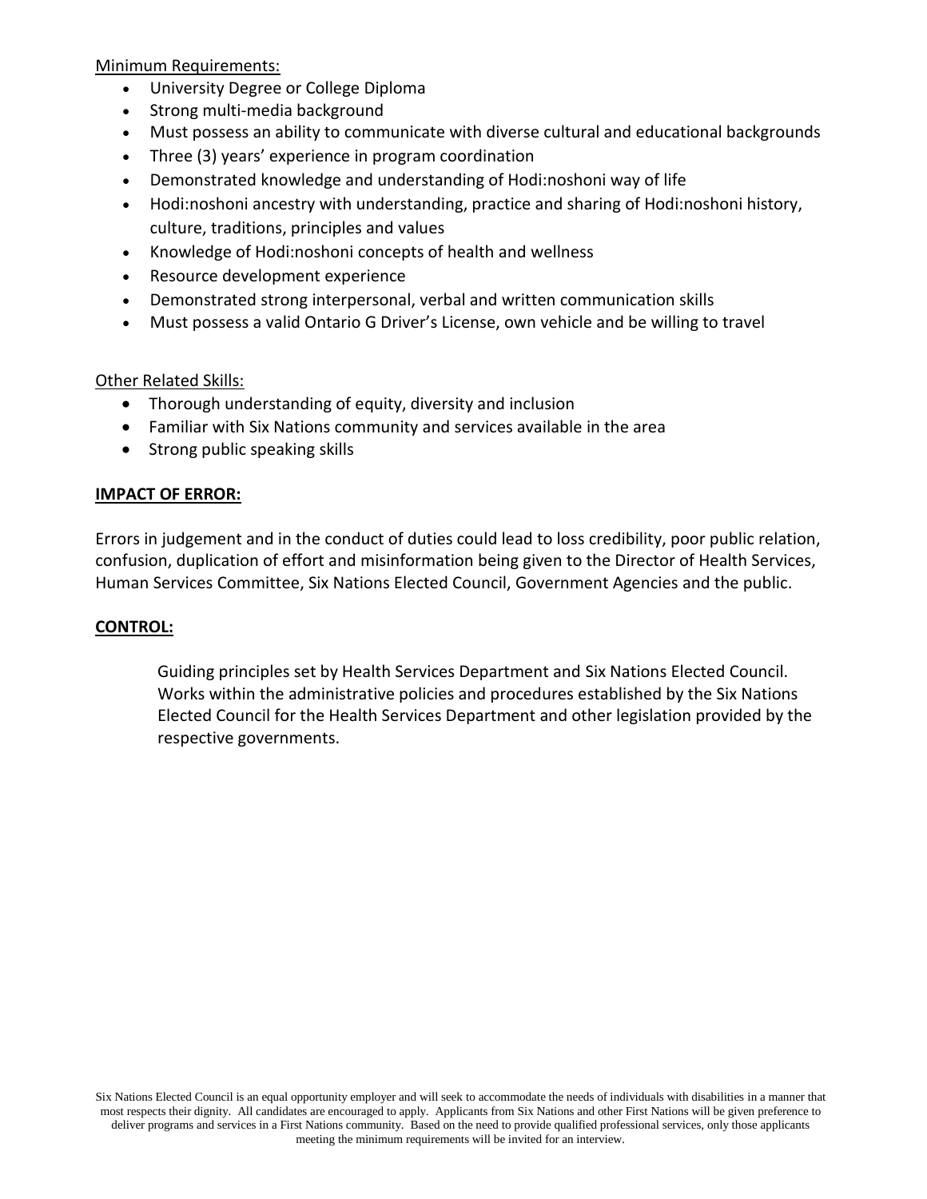Minimum Requirements:

- University Degree or College Diploma
- Strong multi-media background
- Must possess an ability to communicate with diverse cultural and educational backgrounds
- Three (3) years' experience in program coordination
- Demonstrated knowledge and understanding of Hodi:noshoni way of life
- Hodi:noshoni ancestry with understanding, practice and sharing of Hodi:noshoni history, culture, traditions, principles and values
- Knowledge of Hodi:noshoni concepts of health and wellness
- Resource development experience
- Demonstrated strong interpersonal, verbal and written communication skills
- Must possess a valid Ontario G Driver's License, own vehicle and be willing to travel

Other Related Skills:

- Thorough understanding of equity, diversity and inclusion
- Familiar with Six Nations community and services available in the area
- Strong public speaking skills

**IMPACT OF ERROR:**

Errors in judgement and in the conduct of duties could lead to loss credibility, poor public relation, confusion, duplication of effort and misinformation being given to the Director of Health Services, Human Services Committee, Six Nations Elected Council, Government Agencies and the public.

**CONTROL:**

Guiding principles set by Health Services Department and Six Nations Elected Council. Works within the administrative policies and procedures established by the Six Nations Elected Council for the Health Services Department and other legislation provided by the respective governments.

Six Nations Elected Council is an equal opportunity employer and will seek to accommodate the needs of individuals with disabilities in a manner that most respects their dignity. All candidates are encouraged to apply. Applicants from Six Nations and other First Nations will be given preference to deliver programs and services in a First Nations community. Based on the need to provide qualified professional services, only those applicants meeting the minimum requirements will be invited for an interview.